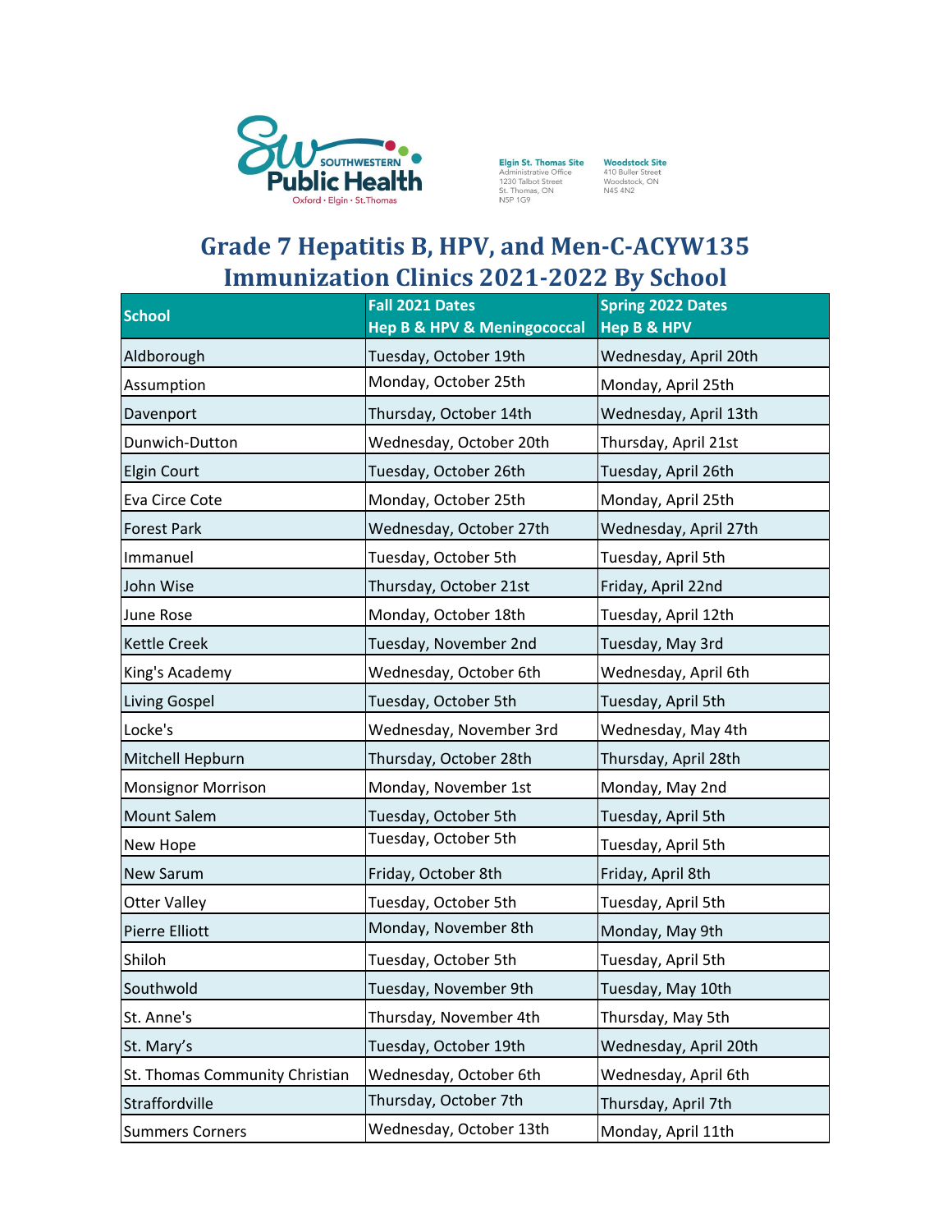Southwestern Public Health
Oxford • Elgin • St.Thomas

Elgin St. Thomas Site
Administrative Office
1230 Talbot Street
St. Thomas, ON
N5P 1G9

Woodstock Site
410 Buller Street
Woodstock, ON
N4S 4N2

# Grade 7 Hepatitis B, HPV, and Men-C-ACYW135 Immunization Clinics 2021-2022 By School

| School | Fall 2021 Dates<br>Hep B & HPV & Meningococcal | Spring 2022 Dates<br>Hep B & HPV |
|---|---|---|
| Aldborough | Tuesday, October 19th | Wednesday, April 20th |
| Assumption | Monday, October 25th | Monday, April 25th |
| Davenport | Thursday, October 14th | Wednesday, April 13th |
| Dunwich-Dutton | Wednesday, October 20th | Thursday, April 21st |
| Elgin Court | Tuesday, October 26th | Tuesday, April 26th |
| Eva Circe Cote | Monday, October 25th | Monday, April 25th |
| Forest Park | Wednesday, October 27th | Wednesday, April 27th |
| Immanuel | Tuesday, October 5th | Tuesday, April 5th |
| John Wise | Thursday, October 21st | Friday, April 22nd |
| June Rose | Monday, October 18th | Tuesday, April 12th |
| Kettle Creek | Tuesday, November 2nd | Tuesday, May 3rd |
| King's Academy | Wednesday, October 6th | Wednesday, April 6th |
| Living Gospel | Tuesday, October 5th | Tuesday, April 5th |
| Locke's | Wednesday, November 3rd | Wednesday, May 4th |
| Mitchell Hepburn | Thursday, October 28th | Thursday, April 28th |
| Monsignor Morrison | Monday, November 1st | Monday, May 2nd |
| Mount Salem | Tuesday, October 5th | Tuesday, April 5th |
| New Hope | Tuesday, October 5th | Tuesday, April 5th |
| New Sarum | Friday, October 8th | Friday, April 8th |
| Otter Valley | Tuesday, October 5th | Tuesday, April 5th |
| Pierre Elliott | Monday, November 8th | Monday, May 9th |
| Shiloh | Tuesday, October 5th | Tuesday, April 5th |
| Southwold | Tuesday, November 9th | Tuesday, May 10th |
| St. Anne's | Thursday, November 4th | Thursday, May 5th |
| St. Mary’s | Tuesday, October 19th | Wednesday, April 20th |
| St. Thomas Community Christian | Wednesday, October 6th | Wednesday, April 6th |
| Straffordville | Thursday, October 7th | Thursday, April 7th |
| Summers Corners | Wednesday, October 13th | Monday, April 11th |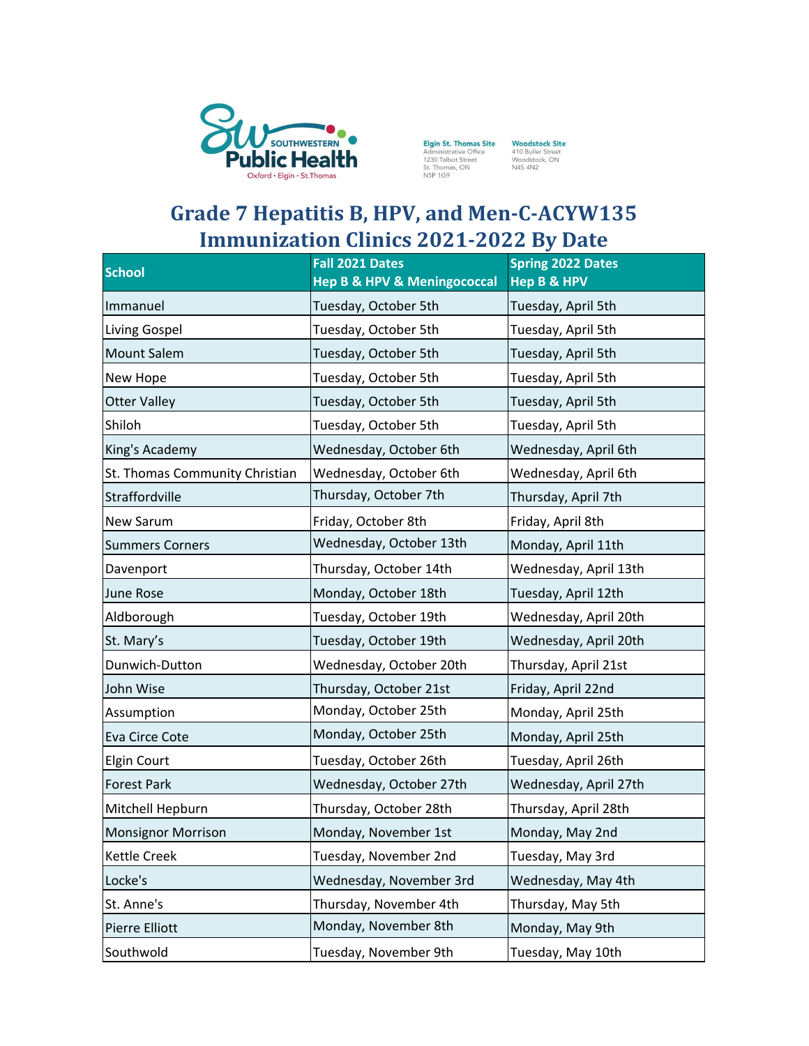Southwestern Public Health
Oxford • Elgin • St.Thomas

**Elgin St. Thomas Site**
Administrative Office
1230 Talbot Street
St. Thomas, ON
N5P 1G9

**Woodstock Site**
410 Buller Street
Woodstock, ON
N4S 4N2

# Grade 7 Hepatitis B, HPV, and Men-C-ACYW135 Immunization Clinics 2021-2022 By Date

| School | Fall 2021 Dates Hep B & HPV & Meningococcal | Spring 2022 Dates Hep B & HPV |
|---|---|---|
| Immanuel | Tuesday, October 5th | Tuesday, April 5th |
| Living Gospel | Tuesday, October 5th | Tuesday, April 5th |
| Mount Salem | Tuesday, October 5th | Tuesday, April 5th |
| New Hope | Tuesday, October 5th | Tuesday, April 5th |
| Otter Valley | Tuesday, October 5th | Tuesday, April 5th |
| Shiloh | Tuesday, October 5th | Tuesday, April 5th |
| King's Academy | Wednesday, October 6th | Wednesday, April 6th |
| St. Thomas Community Christian | Wednesday, October 6th | Wednesday, April 6th |
| Straffordville | Thursday, October 7th | Thursday, April 7th |
| New Sarum | Friday, October 8th | Friday, April 8th |
| Summers Corners | Wednesday, October 13th | Monday, April 11th |
| Davenport | Thursday, October 14th | Wednesday, April 13th |
| June Rose | Monday, October 18th | Tuesday, April 12th |
| Aldborough | Tuesday, October 19th | Wednesday, April 20th |
| St. Mary's | Tuesday, October 19th | Wednesday, April 20th |
| Dunwich-Dutton | Wednesday, October 20th | Thursday, April 21st |
| John Wise | Thursday, October 21st | Friday, April 22nd |
| Assumption | Monday, October 25th | Monday, April 25th |
| Eva Circe Cote | Monday, October 25th | Monday, April 25th |
| Elgin Court | Tuesday, October 26th | Tuesday, April 26th |
| Forest Park | Wednesday, October 27th | Wednesday, April 27th |
| Mitchell Hepburn | Thursday, October 28th | Thursday, April 28th |
| Monsignor Morrison | Monday, November 1st | Monday, May 2nd |
| Kettle Creek | Tuesday, November 2nd | Tuesday, May 3rd |
| Locke's | Wednesday, November 3rd | Wednesday, May 4th |
| St. Anne's | Thursday, November 4th | Thursday, May 5th |
| Pierre Elliott | Monday, November 8th | Monday, May 9th |
| Southwold | Tuesday, November 9th | Tuesday, May 10th |